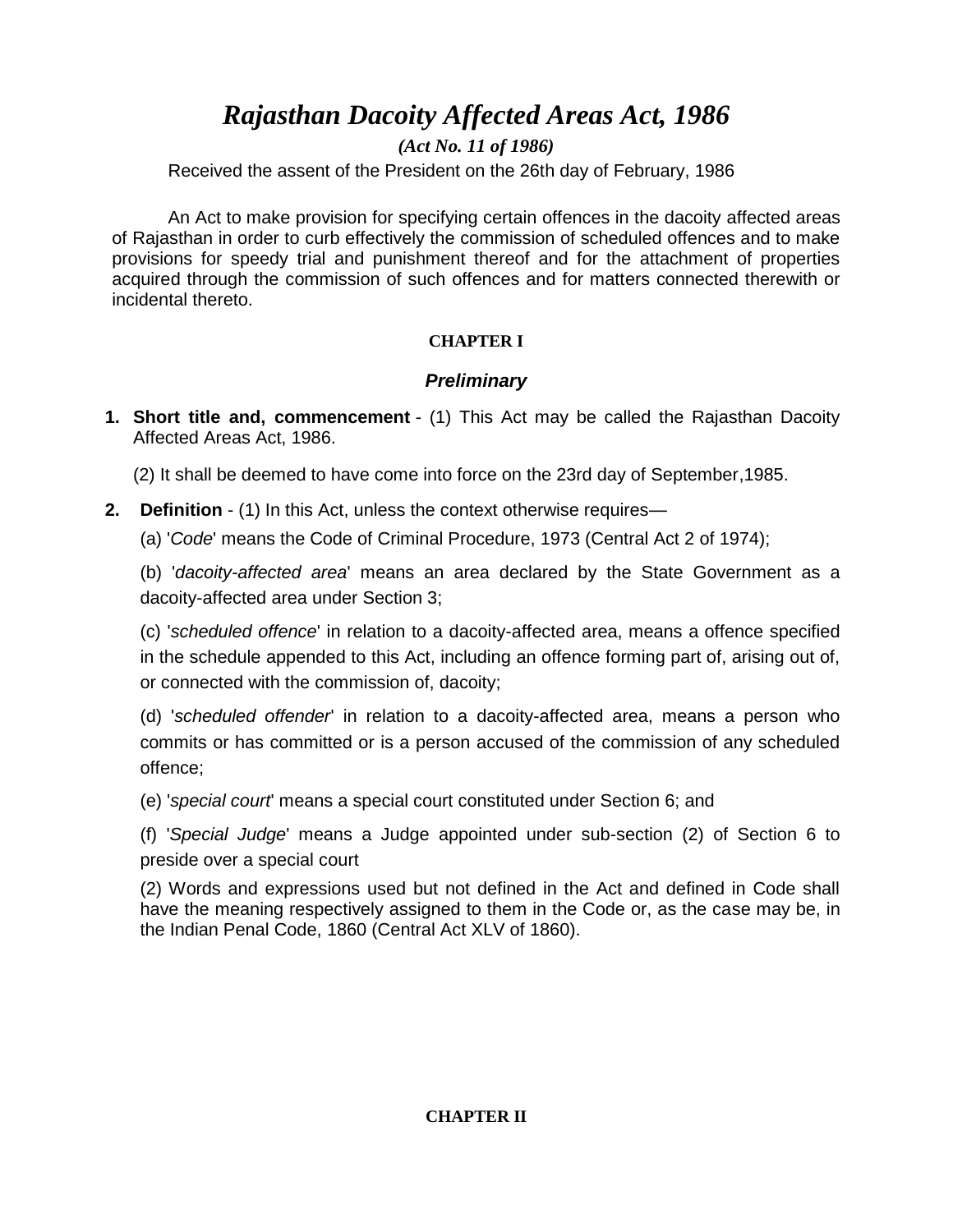# *Rajasthan Dacoity Affected Areas Act, 1986*

***(Act No. 11 of 1986)***

Received the assent of the President on the 26th day of February, 1986

An Act to make provision for specifying certain offences in the dacoity affected areas of Rajasthan in order to curb effectively the commission of scheduled offences and to make provisions for speedy trial and punishment thereof and for the attachment of properties acquired through the commission of such offences and for matters connected therewith or incidental thereto.

## CHAPTER I

### *Preliminary*

**1. Short title and, commencement** - (1) This Act may be called the Rajasthan Dacoity Affected Areas Act, 1986.

(2) It shall be deemed to have come into force on the 23rd day of September,1985.

**2. Definition** - (1) In this Act, unless the context otherwise requires—

(a) '*Code*' means the Code of Criminal Procedure, 1973 (Central Act 2 of 1974);

(b) '*dacoity-affected area*' means an area declared by the State Government as a dacoity-affected area under Section 3;

(c) '*scheduled offence*' in relation to a dacoity-affected area, means a offence specified in the schedule appended to this Act, including an offence forming part of, arising out of, or connected with the commission of, dacoity;

(d) '*scheduled offender*' in relation to a dacoity-affected area, means a person who commits or has committed or is a person accused of the commission of any scheduled offence;

(e) '*special court*' means a special court constituted under Section 6; and

(f) '*Special Judge*' means a Judge appointed under sub-section (2) of Section 6 to preside over a special court

(2) Words and expressions used but not defined in the Act and defined in Code shall have the meaning respectively assigned to them in the Code or, as the case may be, in the Indian Penal Code, 1860 (Central Act XLV of 1860).

## CHAPTER II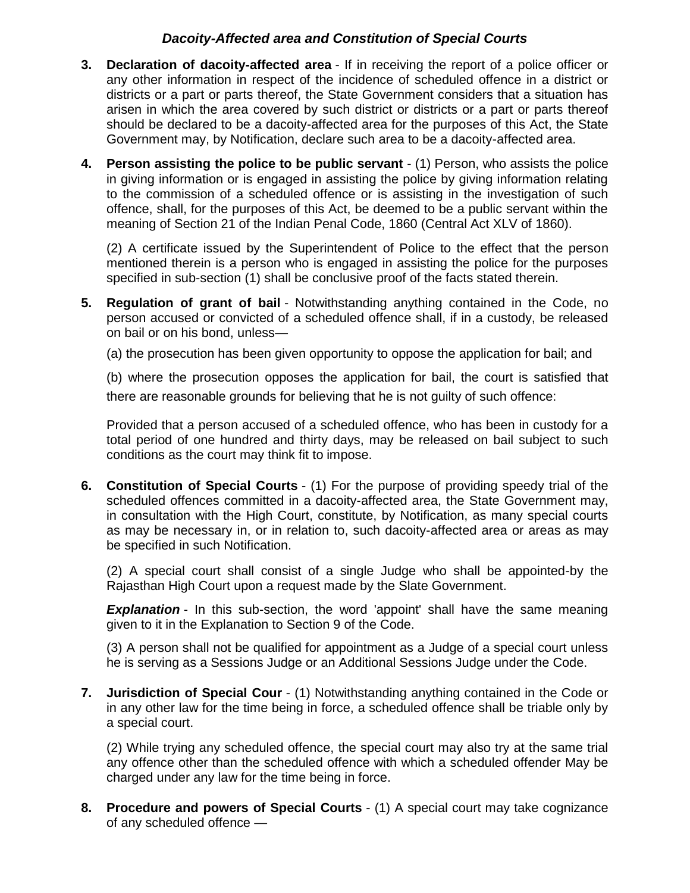### *Dacoity-Affected area and Constitution of Special Courts*

**3. Declaration of dacoity-affected area** - If in receiving the report of a police officer or any other information in respect of the incidence of scheduled offence in a district or districts or a part or parts thereof, the State Government considers that a situation has arisen in which the area covered by such district or districts or a part or parts thereof should be declared to be a dacoity-affected area for the purposes of this Act, the State Government may, by Notification, declare such area to be a dacoity-affected area.

**4. Person assisting the police to be public servant** - (1) Person, who assists the police in giving information or is engaged in assisting the police by giving information relating to the commission of a scheduled offence or is assisting in the investigation of such offence, shall, for the purposes of this Act, be deemed to be a public servant within the meaning of Section 21 of the Indian Penal Code, 1860 (Central Act XLV of 1860).

(2) A certificate issued by the Superintendent of Police to the effect that the person mentioned therein is a person who is engaged in assisting the police for the purposes specified in sub-section (1) shall be conclusive proof of the facts stated therein.

**5. Regulation of grant of bail** - Notwithstanding anything contained in the Code, no person accused or convicted of a scheduled offence shall, if in a custody, be released on bail or on his bond, unless—

(a) the prosecution has been given opportunity to oppose the application for bail; and

(b) where the prosecution opposes the application for bail, the court is satisfied that there are reasonable grounds for believing that he is not guilty of such offence:

Provided that a person accused of a scheduled offence, who has been in custody for a total period of one hundred and thirty days, may be released on bail subject to such conditions as the court may think fit to impose.

**6. Constitution of Special Courts** - (1) For the purpose of providing speedy trial of the scheduled offences committed in a dacoity-affected area, the State Government may, in consultation with the High Court, constitute, by Notification, as many special courts as may be necessary in, or in relation to, such dacoity-affected area or areas as may be specified in such Notification.

(2) A special court shall consist of a single Judge who shall be appointed-by the Rajasthan High Court upon a request made by the Slate Government.

***Explanation*** - In this sub-section, the word 'appoint' shall have the same meaning given to it in the Explanation to Section 9 of the Code.

(3) A person shall not be qualified for appointment as a Judge of a special court unless he is serving as a Sessions Judge or an Additional Sessions Judge under the Code.

**7. Jurisdiction of Special Cour** - (1) Notwithstanding anything contained in the Code or in any other law for the time being in force, a scheduled offence shall be triable only by a special court.

(2) While trying any scheduled offence, the special court may also try at the same trial any offence other than the scheduled offence with which a scheduled offender May be charged under any law for the time being in force.

**8. Procedure and powers of Special Courts** - (1) A special court may take cognizance of any scheduled offence —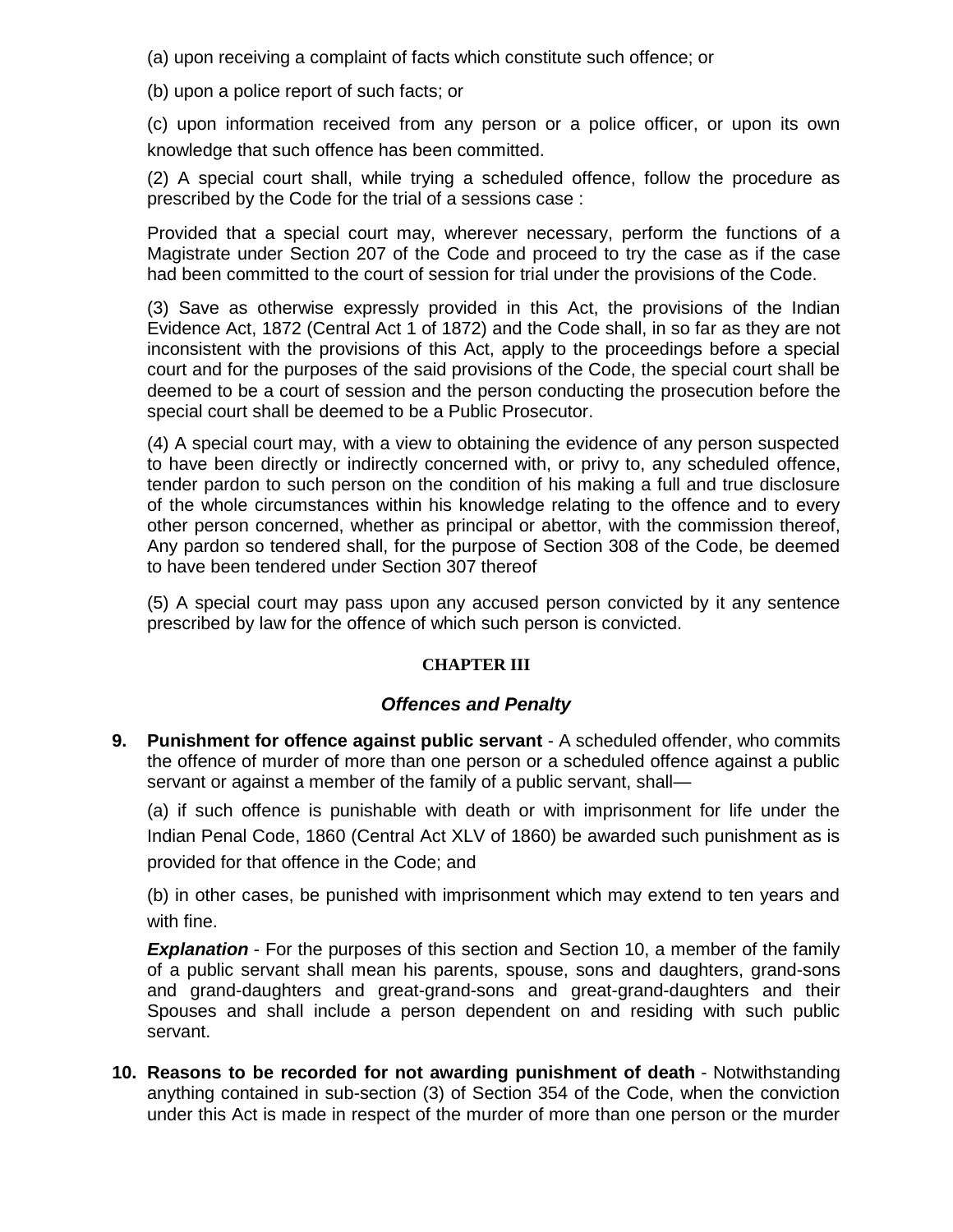(a) upon receiving a complaint of facts which constitute such offence; or

(b) upon a police report of such facts; or

(c) upon information received from any person or a police officer, or upon its own knowledge that such offence has been committed.

(2) A special court shall, while trying a scheduled offence, follow the procedure as prescribed by the Code for the trial of a sessions case :

Provided that a special court may, wherever necessary, perform the functions of a Magistrate under Section 207 of the Code and proceed to try the case as if the case had been committed to the court of session for trial under the provisions of the Code.

(3) Save as otherwise expressly provided in this Act, the provisions of the Indian Evidence Act, 1872 (Central Act 1 of 1872) and the Code shall, in so far as they are not inconsistent with the provisions of this Act, apply to the proceedings before a special court and for the purposes of the said provisions of the Code, the special court shall be deemed to be a court of session and the person conducting the prosecution before the special court shall be deemed to be a Public Prosecutor.

(4) A special court may, with a view to obtaining the evidence of any person suspected to have been directly or indirectly concerned with, or privy to, any scheduled offence, tender pardon to such person on the condition of his making a full and true disclosure of the whole circumstances within his knowledge relating to the offence and to every other person concerned, whether as principal or abettor, with the commission thereof, Any pardon so tendered shall, for the purpose of Section 308 of the Code, be deemed to have been tendered under Section 307 thereof

(5) A special court may pass upon any accused person convicted by it any sentence prescribed by law for the offence of which such person is convicted.

## CHAPTER III

### *Offences and Penalty*

**9. Punishment for offence against public servant** - A scheduled offender, who commits the offence of murder of more than one person or a scheduled offence against a public servant or against a member of the family of a public servant, shall—

(a) if such offence is punishable with death or with imprisonment for life under the Indian Penal Code, 1860 (Central Act XLV of 1860) be awarded such punishment as is provided for that offence in the Code; and

(b) in other cases, be punished with imprisonment which may extend to ten years and with fine.

***Explanation*** - For the purposes of this section and Section 10, a member of the family of a public servant shall mean his parents, spouse, sons and daughters, grand-sons and grand-daughters and great-grand-sons and great-grand-daughters and their Spouses and shall include a person dependent on and residing with such public servant.

**10. Reasons to be recorded for not awarding punishment of death** - Notwithstanding anything contained in sub-section (3) of Section 354 of the Code, when the conviction under this Act is made in respect of the murder of more than one person or the murder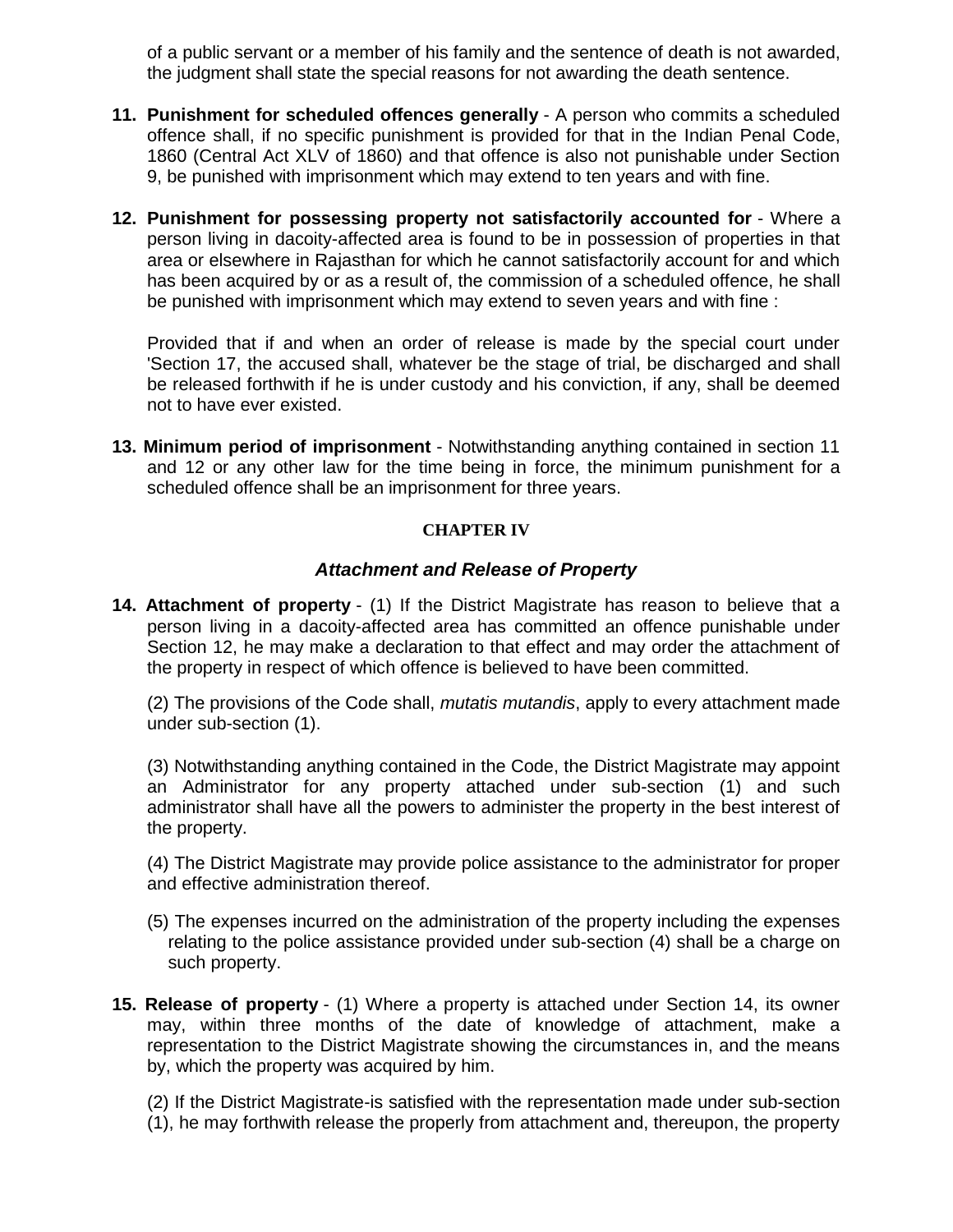of a public servant or a member of his family and the sentence of death is not awarded, the judgment shall state the special reasons for not awarding the death sentence.

**11. Punishment for scheduled offences generally** - A person who commits a scheduled offence shall, if no specific punishment is provided for that in the Indian Penal Code, 1860 (Central Act XLV of 1860) and that offence is also not punishable under Section 9, be punished with imprisonment which may extend to ten years and with fine.

**12. Punishment for possessing property not satisfactorily accounted for** - Where a person living in dacoity-affected area is found to be in possession of properties in that area or elsewhere in Rajasthan for which he cannot satisfactorily account for and which has been acquired by or as a result of, the commission of a scheduled offence, he shall be punished with imprisonment which may extend to seven years and with fine :

Provided that if and when an order of release is made by the special court under 'Section 17, the accused shall, whatever be the stage of trial, be discharged and shall be released forthwith if he is under custody and his conviction, if any, shall be deemed not to have ever existed.

**13. Minimum period of imprisonment** - Notwithstanding anything contained in section 11 and 12 or any other law for the time being in force, the minimum punishment for a scheduled offence shall be an imprisonment for three years.

## CHAPTER IV

### *Attachment and Release of Property*

**14. Attachment of property** - (1) If the District Magistrate has reason to believe that a person living in a dacoity-affected area has committed an offence punishable under Section 12, he may make a declaration to that effect and may order the attachment of the property in respect of which offence is believed to have been committed.

(2) The provisions of the Code shall, *mutatis mutandis*, apply to every attachment made under sub-section (1).

(3) Notwithstanding anything contained in the Code, the District Magistrate may appoint an Administrator for any property attached under sub-section (1) and such administrator shall have all the powers to administer the property in the best interest of the property.

(4) The District Magistrate may provide police assistance to the administrator for proper and effective administration thereof.

(5) The expenses incurred on the administration of the property including the expenses relating to the police assistance provided under sub-section (4) shall be a charge on such property.

**15. Release of property** - (1) Where a property is attached under Section 14, its owner may, within three months of the date of knowledge of attachment, make a representation to the District Magistrate showing the circumstances in, and the means by, which the property was acquired by him.

(2) If the District Magistrate-is satisfied with the representation made under sub-section (1), he may forthwith release the properly from attachment and, thereupon, the property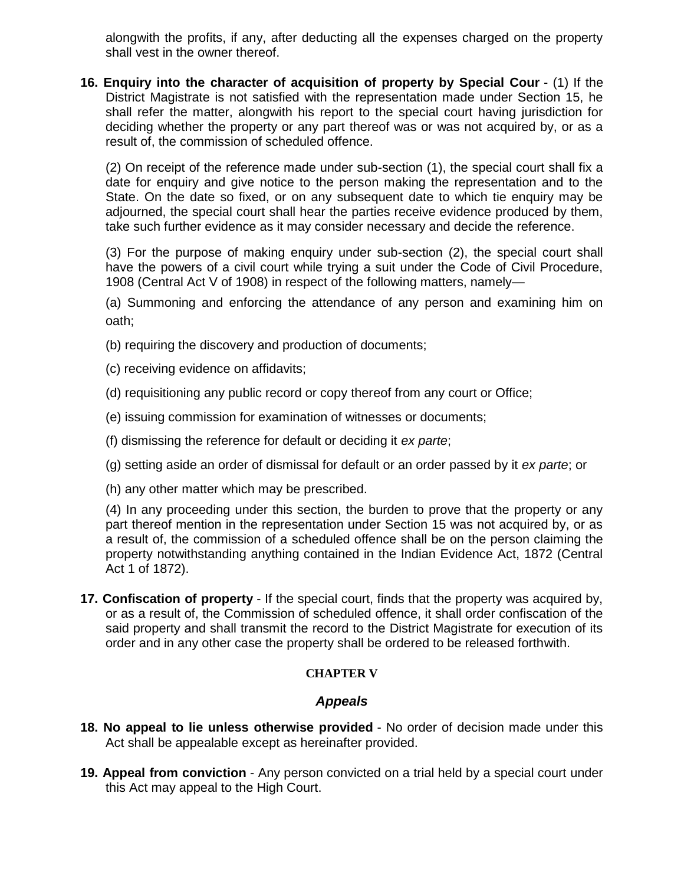alongwith the profits, if any, after deducting all the expenses charged on the property shall vest in the owner thereof.

**16. Enquiry into the character of acquisition of property by Special Cour** - (1) If the District Magistrate is not satisfied with the representation made under Section 15, he shall refer the matter, alongwith his report to the special court having jurisdiction for deciding whether the property or any part thereof was or was not acquired by, or as a result of, the commission of scheduled offence.

(2) On receipt of the reference made under sub-section (1), the special court shall fix a date for enquiry and give notice to the person making the representation and to the State. On the date so fixed, or on any subsequent date to which tie enquiry may be adjourned, the special court shall hear the parties receive evidence produced by them, take such further evidence as it may consider necessary and decide the reference.

(3) For the purpose of making enquiry under sub-section (2), the special court shall have the powers of a civil court while trying a suit under the Code of Civil Procedure, 1908 (Central Act V of 1908) in respect of the following matters, namely—

(a) Summoning and enforcing the attendance of any person and examining him on oath;

(b) requiring the discovery and production of documents;

(c) receiving evidence on affidavits;

(d) requisitioning any public record or copy thereof from any court or Office;

(e) issuing commission for examination of witnesses or documents;

(f) dismissing the reference for default or deciding it *ex parte*;

(g) setting aside an order of dismissal for default or an order passed by it *ex parte*; or

(h) any other matter which may be prescribed.

(4) In any proceeding under this section, the burden to prove that the property or any part thereof mention in the representation under Section 15 was not acquired by, or as a result of, the commission of a scheduled offence shall be on the person claiming the property notwithstanding anything contained in the Indian Evidence Act, 1872 (Central Act 1 of 1872).

**17. Confiscation of property** - If the special court, finds that the property was acquired by, or as a result of, the Commission of scheduled offence, it shall order confiscation of the said property and shall transmit the record to the District Magistrate for execution of its order and in any other case the property shall be ordered to be released forthwith.

## CHAPTER V

### *Appeals*

**18. No appeal to lie unless otherwise provided** - No order of decision made under this Act shall be appealable except as hereinafter provided.

**19. Appeal from conviction** - Any person convicted on a trial held by a special court under this Act may appeal to the High Court.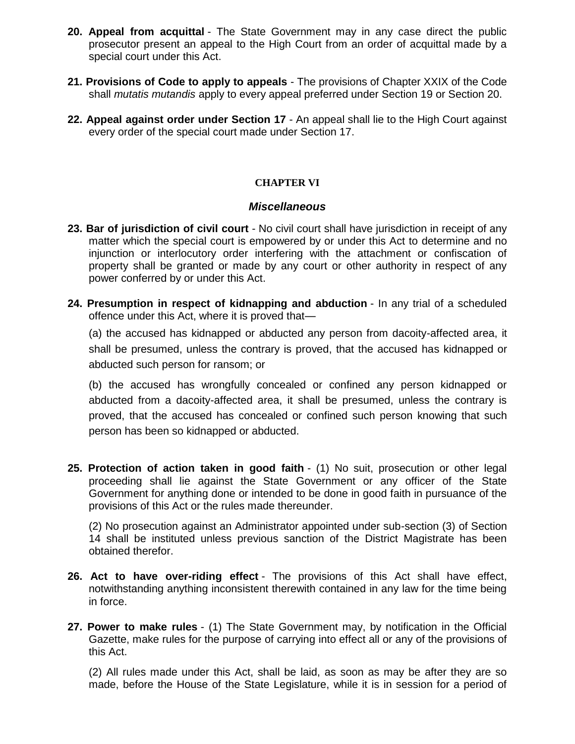**20. Appeal from acquittal** - The State Government may in any case direct the public prosecutor present an appeal to the High Court from an order of acquittal made by a special court under this Act.

**21. Provisions of Code to apply to appeals** - The provisions of Chapter XXIX of the Code shall *mutatis mutandis* apply to every appeal preferred under Section 19 or Section 20.

**22. Appeal against order under Section 17** - An appeal shall lie to the High Court against every order of the special court made under Section 17.

## CHAPTER VI

### *Miscellaneous*

**23. Bar of jurisdiction of civil court** - No civil court shall have jurisdiction in receipt of any matter which the special court is empowered by or under this Act to determine and no injunction or interlocutory order interfering with the attachment or confiscation of property shall be granted or made by any court or other authority in respect of any power conferred by or under this Act.

**24. Presumption in respect of kidnapping and abduction** - In any trial of a scheduled offence under this Act, where it is proved that—

(a) the accused has kidnapped or abducted any person from dacoity-affected area, it shall be presumed, unless the contrary is proved, that the accused has kidnapped or abducted such person for ransom; or

(b) the accused has wrongfully concealed or confined any person kidnapped or abducted from a dacoity-affected area, it shall be presumed, unless the contrary is proved, that the accused has concealed or confined such person knowing that such person has been so kidnapped or abducted.

**25. Protection of action taken in good faith** - (1) No suit, prosecution or other legal proceeding shall lie against the State Government or any officer of the State Government for anything done or intended to be done in good faith in pursuance of the provisions of this Act or the rules made thereunder.

(2) No prosecution against an Administrator appointed under sub-section (3) of Section 14 shall be instituted unless previous sanction of the District Magistrate has been obtained therefor.

**26. Act to have over-riding effect** - The provisions of this Act shall have effect, notwithstanding anything inconsistent therewith contained in any law for the time being in force.

**27. Power to make rules** - (1) The State Government may, by notification in the Official Gazette, make rules for the purpose of carrying into effect all or any of the provisions of this Act.

(2) All rules made under this Act, shall be laid, as soon as may be after they are so made, before the House of the State Legislature, while it is in session for a period of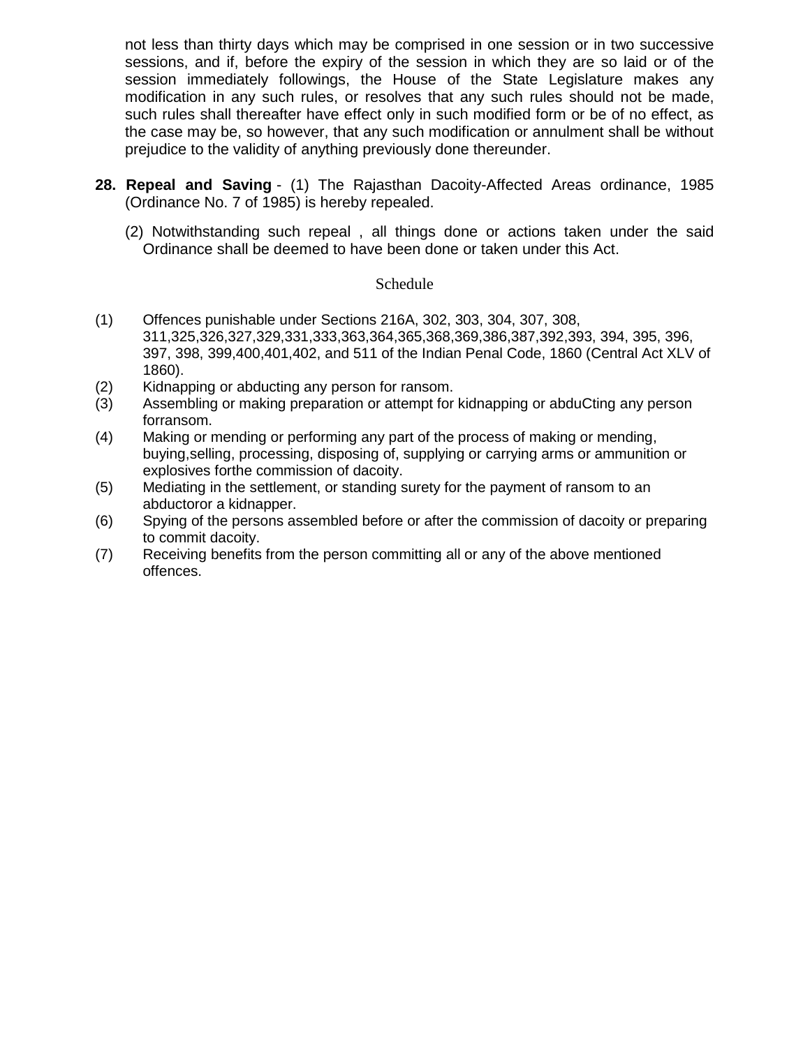not less than thirty days which may be comprised in one session or in two successive sessions, and if, before the expiry of the session in which they are so laid or of the session immediately followings, the House of the State Legislature makes any modification in any such rules, or resolves that any such rules should not be made, such rules shall thereafter have effect only in such modified form or be of no effect, as the case may be, so however, that any such modification or annulment shall be without prejudice to the validity of anything previously done thereunder.

**28. Repeal and Saving** - (1) The Rajasthan Dacoity-Affected Areas ordinance, 1985 (Ordinance No. 7 of 1985) is hereby repealed.

(2) Notwithstanding such repeal , all things done or actions taken under the said Ordinance shall be deemed to have been done or taken under this Act.

## Schedule

(1) Offences punishable under Sections 216A, 302, 303, 304, 307, 308, 311,325,326,327,329,331,333,363,364,365,368,369,386,387,392,393, 394, 395, 396, 397, 398, 399,400,401,402, and 511 of the Indian Penal Code, 1860 (Central Act XLV of 1860).

(2) Kidnapping or abducting any person for ransom.

(3) Assembling or making preparation or attempt for kidnapping or abduCting any person forransom.

(4) Making or mending or performing any part of the process of making or mending, buying,selling, processing, disposing of, supplying or carrying arms or ammunition or explosives forthe commission of dacoity.

(5) Mediating in the settlement, or standing surety for the payment of ransom to an abductoror a kidnapper.

(6) Spying of the persons assembled before or after the commission of dacoity or preparing to commit dacoity.

(7) Receiving benefits from the person committing all or any of the above mentioned offences.